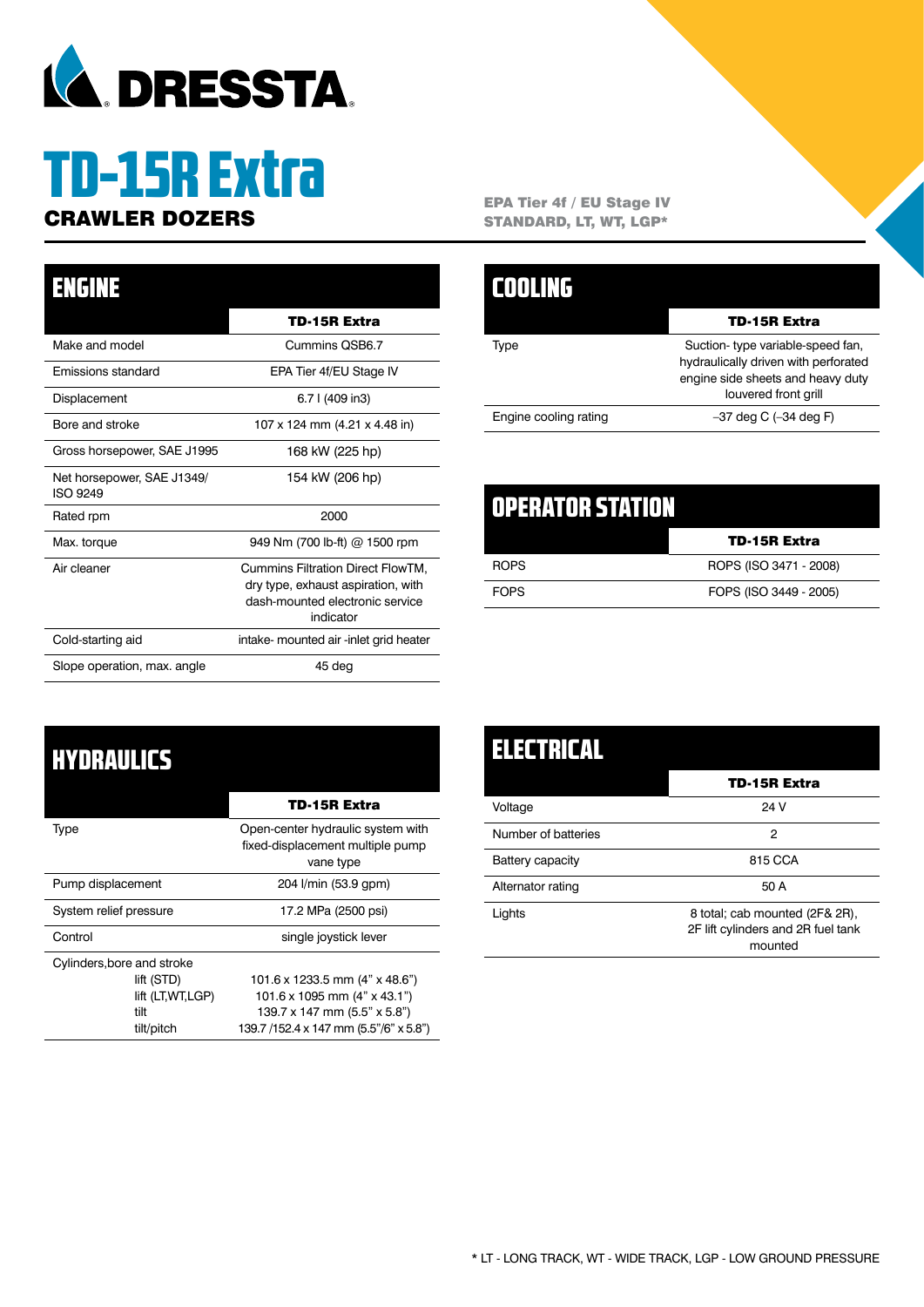DRESSTA

# TD-15R Extra

## CRAWLER DOZERS

**EPA Tier 4f / EU Stage IV**
**STANDARD, LT, WT, LGP***

## ENGINE

| | TD-15R Extra |
|---|---|
| Make and model | Cummins QSB6.7 |
| Emissions standard | EPA Tier 4f/EU Stage IV |
| Displacement | 6.7 l (409 in3) |
| Bore and stroke | 107 x 124 mm (4.21 x 4.48 in) |
| Gross horsepower, SAE J1995 | 168 kW (225 hp) |
| Net horsepower, SAE J1349/ ISO 9249 | 154 kW (206 hp) |
| Rated rpm | 2000 |
| Max. torque | 949 Nm (700 lb-ft) @ 1500 rpm |
| Air cleaner | Cummins Filtration Direct FlowTM, dry type, exhaust aspiration, with dash-mounted electronic service indicator |
| Cold-starting aid | intake- mounted air -inlet grid heater |
| Slope operation, max. angle | 45 deg |

## COOLING

| | TD-15R Extra |
|---|---|
| Type | Suction- type variable-speed fan, hydraulically driven with perforated engine side sheets and heavy duty louvered front grill |
| Engine cooling rating | –37 deg C (–34 deg F) |

## OPERATOR STATION

| | TD-15R Extra |
|---|---|
| ROPS | ROPS (ISO 3471 - 2008) |
| FOPS | FOPS (ISO 3449 - 2005) |

## HYDRAULICS

| | TD-15R Extra |
|---|---|
| Type | Open-center hydraulic system with fixed-displacement multiple pump vane type |
| Pump displacement | 204 l/min (53.9 gpm) |
| System relief pressure | 17.2 MPa (2500 psi) |
| Control | single joystick lever |
| Cylinders,bore and stroke | |
| lift (STD) | 101.6 x 1233.5 mm (4" x 48.6") |
| lift (LT,WT,LGP) | 101.6 x 1095 mm (4" x 43.1") |
| tilt | 139.7 x 147 mm (5.5" x 5.8") |
| tilt/pitch | 139.7 /152.4 x 147 mm (5.5"/6" x 5.8") |

## ELECTRICAL

| | TD-15R Extra |
|---|---|
| Voltage | 24 V |
| Number of batteries | 2 |
| Battery capacity | 815 CCA |
| Alternator rating | 50 A |
| Lights | 8 total; cab mounted (2F& 2R), 2F lift cylinders and 2R fuel tank mounted |

* LT - LONG TRACK, WT - WIDE TRACK, LGP - LOW GROUND PRESSURE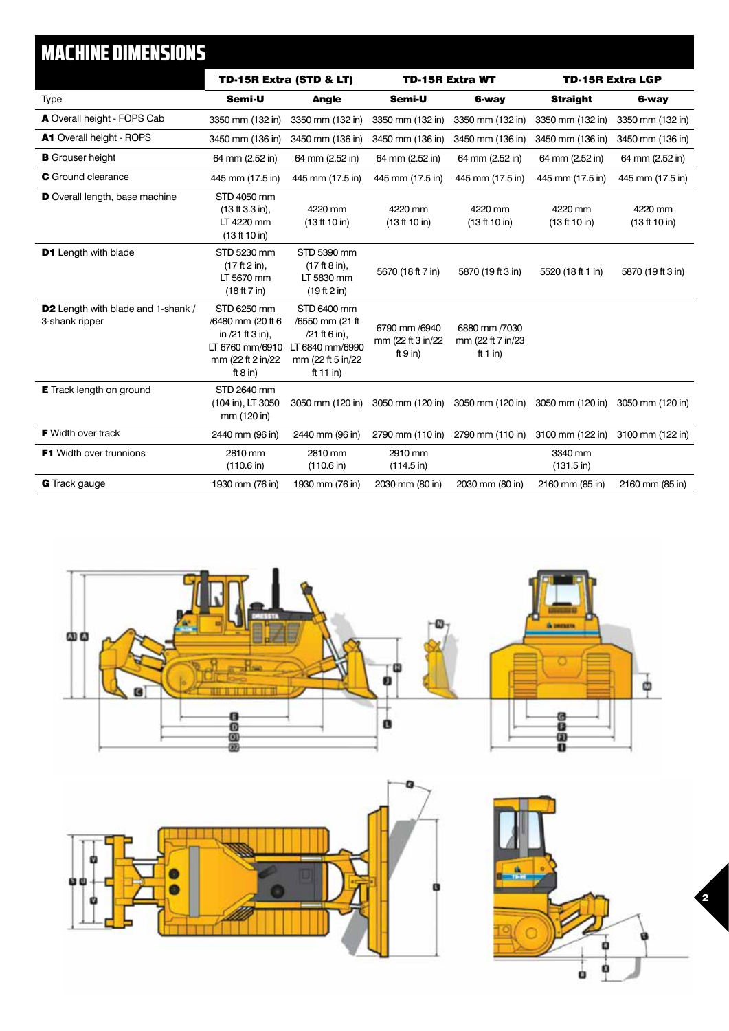# MACHINE DIMENSIONS

| | TD-15R Extra (STD & LT) | | TD-15R Extra WT | | TD-15R Extra LGP | |
|---|---|---|---|---|---|---|
| Type | **Semi-U** | **Angle** | **Semi-U** | **6-way** | **Straight** | **6-way** |
| **A** Overall height - FOPS Cab | 3350 mm (132 in) | 3350 mm (132 in) | 3350 mm (132 in) | 3350 mm (132 in) | 3350 mm (132 in) | 3350 mm (132 in) |
| **A1** Overall height - ROPS | 3450 mm (136 in) | 3450 mm (136 in) | 3450 mm (136 in) | 3450 mm (136 in) | 3450 mm (136 in) | 3450 mm (136 in) |
| **B** Grouser height | 64 mm (2.52 in) | 64 mm (2.52 in) | 64 mm (2.52 in) | 64 mm (2.52 in) | 64 mm (2.52 in) | 64 mm (2.52 in) |
| **C** Ground clearance | 445 mm (17.5 in) | 445 mm (17.5 in) | 445 mm (17.5 in) | 445 mm (17.5 in) | 445 mm (17.5 in) | 445 mm (17.5 in) |
| **D** Overall length, base machine | STD 4050 mm (13 ft 3.3 in), LT 4220 mm (13 ft 10 in) | 4220 mm (13 ft 10 in) | 4220 mm (13 ft 10 in) | 4220 mm (13 ft 10 in) | 4220 mm (13 ft 10 in) | 4220 mm (13 ft 10 in) |
| **D1** Length with blade | STD 5230 mm (17 ft 2 in), LT 5670 mm (18 ft 7 in) | STD 5390 mm (17 ft 8 in), LT 5830 mm (19 ft 2 in) | 5670 (18 ft 7 in) | 5870 (19 ft 3 in) | 5520 (18 ft 1 in) | 5870 (19 ft 3 in) |
| **D2** Length with blade and 1-shank / 3-shank ripper | STD 6250 mm /6480 mm (20 ft 6 in /21 ft 3 in), LT 6760 mm/6910 mm (22 ft 2 in/22 ft 8 in) | STD 6400 mm /6550 mm (21 ft /21 ft 6 in), LT 6840 mm/6990 mm (22 ft 5 in/22 ft 11 in) | 6790 mm /6940 mm (22 ft 3 in/22 ft 9 in) | 6880 mm /7030 mm (22 ft 7 in/23 ft 1 in) | | |
| **E** Track length on ground | STD 2640 mm (104 in), LT 3050 mm (120 in) | 3050 mm (120 in) | 3050 mm (120 in) | 3050 mm (120 in) | 3050 mm (120 in) | 3050 mm (120 in) |
| **F** Width over track | 2440 mm (96 in) | 2440 mm (96 in) | 2790 mm (110 in) | 2790 mm (110 in) | 3100 mm (122 in) | 3100 mm (122 in) |
| **F1** Width over trunnions | 2810 mm (110.6 in) | 2810 mm (110.6 in) | 2910 mm (114.5 in) | | 3340 mm (131.5 in) | |
| **G** Track gauge | 1930 mm (76 in) | 1930 mm (76 in) | 2030 mm (80 in) | 2030 mm (80 in) | 2160 mm (85 in) | 2160 mm (85 in) |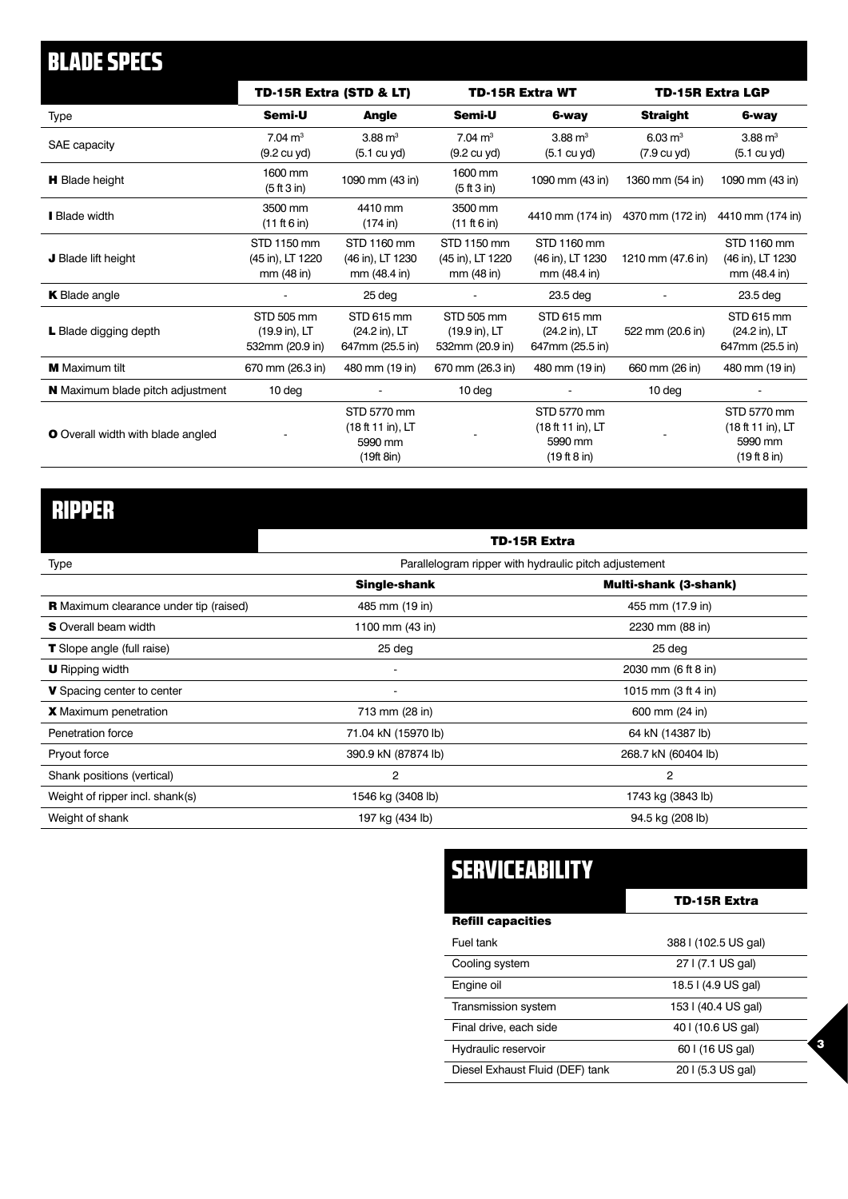## BLADE SPECS

| | TD-15R Extra (STD & LT) | | TD-15R Extra WT | | TD-15R Extra LGP | |
|---|---|---|---|---|---|---|
| Type | **Semi-U** | **Angle** | **Semi-U** | **6-way** | **Straight** | **6-way** |
| SAE capacity | 7.04 m$^3$ (9.2 cu yd) | 3.88 m$^3$ (5.1 cu yd) | 7.04 m$^3$ (9.2 cu yd) | 3.88 m$^3$ (5.1 cu yd) | 6.03 m$^3$ (7.9 cu yd) | 3.88 m$^3$ (5.1 cu yd) |
| **H** Blade height | 1600 mm (5 ft 3 in) | 1090 mm (43 in) | 1600 mm (5 ft 3 in) | 1090 mm (43 in) | 1360 mm (54 in) | 1090 mm (43 in) |
| **I** Blade width | 3500 mm (11 ft 6 in) | 4410 mm (174 in) | 3500 mm (11 ft 6 in) | 4410 mm (174 in) | 4370 mm (172 in) | 4410 mm (174 in) |
| **J** Blade lift height | STD 1150 mm (45 in), LT 1220 mm (48 in) | STD 1160 mm (46 in), LT 1230 mm (48.4 in) | STD 1150 mm (45 in), LT 1220 mm (48 in) | STD 1160 mm (46 in), LT 1230 mm (48.4 in) | 1210 mm (47.6 in) | STD 1160 mm (46 in), LT 1230 mm (48.4 in) |
| **K** Blade angle | - | 25 deg | - | 23.5 deg | - | 23.5 deg |
| **L** Blade digging depth | STD 505 mm (19.9 in), LT 532mm (20.9 in) | STD 615 mm (24.2 in), LT 647mm (25.5 in) | STD 505 mm (19.9 in), LT 532mm (20.9 in) | STD 615 mm (24.2 in), LT 647mm (25.5 in) | 522 mm (20.6 in) | STD 615 mm (24.2 in), LT 647mm (25.5 in) |
| **M** Maximum tilt | 670 mm (26.3 in) | 480 mm (19 in) | 670 mm (26.3 in) | 480 mm (19 in) | 660 mm (26 in) | 480 mm (19 in) |
| **N** Maximum blade pitch adjustment | 10 deg | - | 10 deg | - | 10 deg | - |
| **O** Overall width with blade angled | - | STD 5770 mm (18 ft 11 in), LT 5990 mm (19ft 8in) | - | STD 5770 mm (18 ft 11 in), LT 5990 mm (19 ft 8 in) | - | STD 5770 mm (18 ft 11 in), LT 5990 mm (19 ft 8 in) |

## RIPPER

| | TD-15R Extra | |
|---|---|---|
| Type | Parallelogram ripper with hydraulic pitch adjustement | |
| | **Single-shank** | **Multi-shank (3-shank)** |
| **R** Maximum clearance under tip (raised) | 485 mm (19 in) | 455 mm (17.9 in) |
| **S** Overall beam width | 1100 mm (43 in) | 2230 mm (88 in) |
| **T** Slope angle (full raise) | 25 deg | 25 deg |
| **U** Ripping width | - | 2030 mm (6 ft 8 in) |
| **V** Spacing center to center | - | 1015 mm (3 ft 4 in) |
| **X** Maximum penetration | 713 mm (28 in) | 600 mm (24 in) |
| Penetration force | 71.04 kN (15970 lb) | 64 kN (14387 lb) |
| Pryout force | 390.9 kN (87874 lb) | 268.7 kN (60404 lb) |
| Shank positions (vertical) | 2 | 2 |
| Weight of ripper incl. shank(s) | 1546 kg (3408 lb) | 1743 kg (3843 lb) |
| Weight of shank | 197 kg (434 lb) | 94.5 kg (208 lb) |

## SERVICEABILITY

| | TD-15R Extra |
|---|---|
| **Refill capacities** | |
| Fuel tank | 388 l (102.5 US gal) |
| Cooling system | 27 l (7.1 US gal) |
| Engine oil | 18.5 l (4.9 US gal) |
| Transmission system | 153 l (40.4 US gal) |
| Final drive, each side | 40 l (10.6 US gal) |
| Hydraulic reservoir | 60 l (16 US gal) |
| Diesel Exhaust Fluid (DEF) tank | 20 l (5.3 US gal) |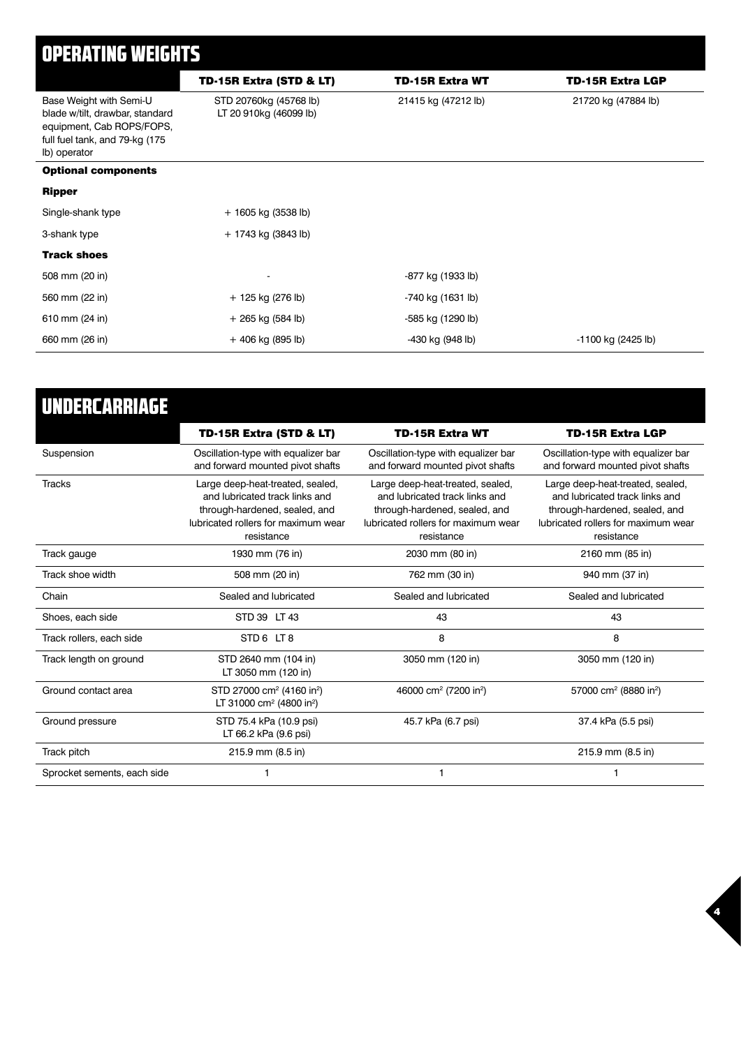# OPERATING WEIGHTS

| | TD-15R Extra (STD & LT) | TD-15R Extra WT | TD-15R Extra LGP |
|---|---|---|---|
| Base Weight with Semi-U blade w/tilt, drawbar, standard equipment, Cab ROPS/FOPS, full fuel tank, and 79-kg (175 lb) operator | STD 20760kg (45768 lb)<br>LT 20 910kg (46099 lb) | 21415 kg (47212 lb) | 21720 kg (47884 lb) |
| **Optional components** | | | |
| **Ripper** | | | |
| Single-shank type | + 1605 kg (3538 lb) | | |
| 3-shank type | + 1743 kg (3843 lb) | | |
| **Track shoes** | | | |
| 508 mm (20 in) | - | -877 kg (1933 lb) | |
| 560 mm (22 in) | + 125 kg (276 lb) | -740 kg (1631 lb) | |
| 610 mm (24 in) | + 265 kg (584 lb) | -585 kg (1290 lb) | |
| 660 mm (26 in) | + 406 kg (895 lb) | -430 kg (948 lb) | -1100 kg (2425 lb) |

# UNDERCARRIAGE

| | TD-15R Extra (STD & LT) | TD-15R Extra WT | TD-15R Extra LGP |
|---|---|---|---|
| Suspension | Oscillation-type with equalizer bar and forward mounted pivot shafts | Oscillation-type with equalizer bar and forward mounted pivot shafts | Oscillation-type with equalizer bar and forward mounted pivot shafts |
| Tracks | Large deep-heat-treated, sealed, and lubricated track links and through-hardened, sealed, and lubricated rollers for maximum wear resistance | Large deep-heat-treated, sealed, and lubricated track links and through-hardened, sealed, and lubricated rollers for maximum wear resistance | Large deep-heat-treated, sealed, and lubricated track links and through-hardened, sealed, and lubricated rollers for maximum wear resistance |
| Track gauge | 1930 mm (76 in) | 2030 mm (80 in) | 2160 mm (85 in) |
| Track shoe width | 508 mm (20 in) | 762 mm (30 in) | 940 mm (37 in) |
| Chain | Sealed and lubricated | Sealed and lubricated | Sealed and lubricated |
| Shoes, each side | STD 39 LT 43 | 43 | 43 |
| Track rollers, each side | STD 6 LT 8 | 8 | 8 |
| Track length on ground | STD 2640 mm (104 in)<br>LT 3050 mm (120 in) | 3050 mm (120 in) | 3050 mm (120 in) |
| Ground contact area | STD 27000 cm² (4160 in²)<br>LT 31000 cm² (4800 in²) | 46000 cm² (7200 in²) | 57000 cm² (8880 in²) |
| Ground pressure | STD 75.4 kPa (10.9 psi)<br>LT 66.2 kPa (9.6 psi) | 45.7 kPa (6.7 psi) | 37.4 kPa (5.5 psi) |
| Track pitch | 215.9 mm (8.5 in) | | 215.9 mm (8.5 in) |
| Sprocket sements, each side | 1 | 1 | 1 |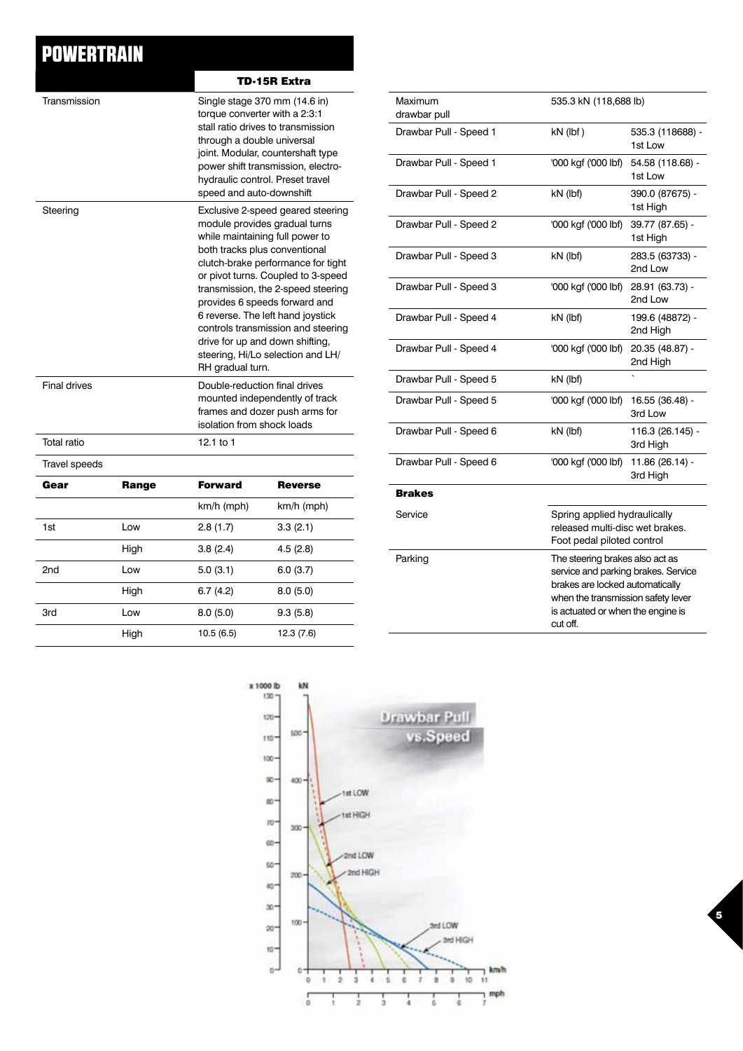# POWERTRAIN

| | TD-15R Extra |
|---|---|
| Transmission | Single stage 370 mm (14.6 in) torque converter with a 2:3:1 stall ratio drives to transmission through a double universal joint. Modular, countershaft type power shift transmission, electro-hydraulic control. Preset travel speed and auto-downshift |
| Steering | Exclusive 2-speed geared steering module provides gradual turns while maintaining full power to both tracks plus conventional clutch-brake performance for tight or pivot turns. Coupled to 3-speed transmission, the 2-speed steering provides 6 speeds forward and 6 reverse. The left hand joystick controls transmission and steering drive for up and down shifting, steering, Hi/Lo selection and LH/RH gradual turn. |
| Final drives | Double-reduction final drives mounted independently of track frames and dozer push arms for isolation from shock loads |
| Total ratio | 12.1 to 1 |
| Travel speeds | |

| Gear | Range | Forward | Reverse |
|---|---|---|---|
| | | km/h (mph) | km/h (mph) |
| 1st | Low | 2.8 (1.7) | 3.3 (2.1) |
| | High | 3.8 (2.4) | 4.5 (2.8) |
| 2nd | Low | 5.0 (3.1) | 6.0 (3.7) |
| | High | 6.7 (4.2) | 8.0 (5.0) |
| 3rd | Low | 8.0 (5.0) | 9.3 (5.8) |
| | High | 10.5 (6.5) | 12.3 (7.6) |

| Maximum drawbar pull | 535.3 kN (118,688 lb) | |
|---|---|---|
| Drawbar Pull - Speed 1 | kN (lbf ) | 535.3 (118688) - 1st Low |
| Drawbar Pull - Speed 1 | '000 kgf ('000 lbf) | 54.58 (118.68) - 1st Low |
| Drawbar Pull - Speed 2 | kN (lbf) | 390.0 (87675) - 1st High |
| Drawbar Pull - Speed 2 | '000 kgf ('000 lbf) | 39.77 (87.65) - 1st High |
| Drawbar Pull - Speed 3 | kN (lbf) | 283.5 (63733) - 2nd Low |
| Drawbar Pull - Speed 3 | '000 kgf ('000 lbf) | 28.91 (63.73) - 2nd Low |
| Drawbar Pull - Speed 4 | kN (lbf) | 199.6 (48872) - 2nd High |
| Drawbar Pull - Speed 4 | '000 kgf ('000 lbf) | 20.35 (48.87) - 2nd High |
| Drawbar Pull - Speed 5 | kN (lbf) | ` |
| Drawbar Pull - Speed 5 | '000 kgf ('000 lbf) | 16.55 (36.48) - 3rd Low |
| Drawbar Pull - Speed 6 | kN (lbf) | 116.3 (26.145) - 3rd High |
| Drawbar Pull - Speed 6 | '000 kgf ('000 lbf) | 11.86 (26.14) - 3rd High |

**Brakes**

| | |
|---|---|
| Service | Spring applied hydraulically released multi-disc wet brakes. Foot pedal piloted control |
| Parking | The steering brakes also act as service and parking brakes. Service brakes are locked automatically when the transmission safety lever is actuated or when the engine is cut off. |

Drawbar Pull vs.Speed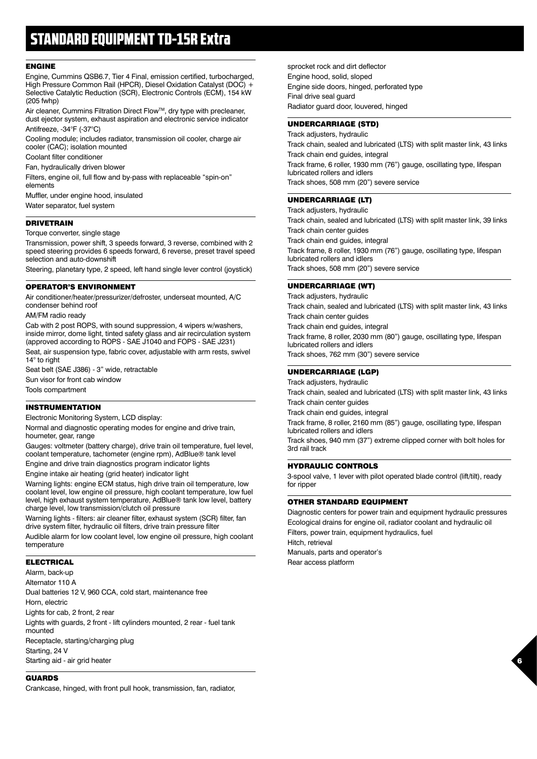# STANDARD EQUIPMENT TD-15R Extra

## ENGINE

Engine, Cummins QSB6.7, Tier 4 Final, emission certified, turbocharged, High Pressure Common Rail (HPCR), Diesel Oxidation Catalyst (DOC) + Selective Catalytic Reduction (SCR), Electronic Controls (ECM), 154 kW (205 fwhp)

Air cleaner, Cummins Filtration Direct Flow™, dry type with precleaner, dust ejector system, exhaust aspiration and electronic service indicator

Antifreeze, -34°F (-37°C)

Cooling module; includes radiator, transmission oil cooler, charge air cooler (CAC); isolation mounted

Coolant filter conditioner

Fan, hydraulically driven blower

Filters, engine oil, full flow and by-pass with replaceable "spin-on" elements

Muffler, under engine hood, insulated

Water separator, fuel system

## DRIVETRAIN

Torque converter, single stage

Transmission, power shift, 3 speeds forward, 3 reverse, combined with 2 speed steering provides 6 speeds forward, 6 reverse, preset travel speed selection and auto-downshift

Steering, planetary type, 2 speed, left hand single lever control (joystick)

## OPERATOR'S ENVIRONMENT

Air conditioner/heater/pressurizer/defroster, underseat mounted, A/C condenser behind roof

AM/FM radio ready

Cab with 2 post ROPS, with sound suppression, 4 wipers w/washers, inside mirror, dome light, tinted safety glass and air recirculation system (approved according to ROPS - SAE J1040 and FOPS - SAE J231)

Seat, air suspension type, fabric cover, adjustable with arm rests, swivel 14° to right

Seat belt (SAE J386) - 3" wide, retractable

Sun visor for front cab window

Tools compartment

## INSTRUMENTATION

Electronic Monitoring System, LCD display:

Normal and diagnostic operating modes for engine and drive train, houmeter, gear, range

Gauges: voltmeter (battery charge), drive train oil temperature, fuel level, coolant temperature, tachometer (engine rpm), AdBlue® tank level

Engine and drive train diagnostics program indicator lights

Engine intake air heating (grid heater) indicator light

Warning lights: engine ECM status, high drive train oil temperature, low coolant level, low engine oil pressure, high coolant temperature, low fuel level, high exhaust system temperature, AdBlue® tank low level, battery charge level, low transmission/clutch oil pressure

Warning lights - filters: air cleaner filter, exhaust system (SCR) filter, fan drive system filter, hydraulic oil filters, drive train pressure filter

Audible alarm for low coolant level, low engine oil pressure, high coolant temperature

## ELECTRICAL

Alarm, back-up

Alternator 110 A

Dual batteries 12 V, 960 CCA, cold start, maintenance free

Horn, electric

Lights for cab, 2 front, 2 rear

Lights with guards, 2 front - lift cylinders mounted, 2 rear - fuel tank mounted

Receptacle, starting/charging plug

Starting, 24 V

Starting aid - air grid heater

## GUARDS

Crankcase, hinged, with front pull hook, transmission, fan, radiator, sprocket rock and dirt deflector

Engine hood, solid, sloped

Engine side doors, hinged, perforated type

Final drive seal guard

Radiator guard door, louvered, hinged

## UNDERCARRIAGE (STD)

Track adjusters, hydraulic

Track chain, sealed and lubricated (LTS) with split master link, 43 links

Track chain end guides, integral

Track frame, 6 roller, 1930 mm (76") gauge, oscillating type, lifespan lubricated rollers and idlers

Track shoes, 508 mm (20") severe service

## UNDERCARRIAGE (LT)

Track adjusters, hydraulic

Track chain, sealed and lubricated (LTS) with split master link, 39 links

Track chain center guides

Track chain end guides, integral

Track frame, 8 roller, 1930 mm (76") gauge, oscillating type, lifespan lubricated rollers and idlers

Track shoes, 508 mm (20") severe service

## UNDERCARRIAGE (WT)

Track adjusters, hydraulic

Track chain, sealed and lubricated (LTS) with split master link, 43 links

Track chain center guides

Track chain end guides, integral

Track frame, 8 roller, 2030 mm (80") gauge, oscillating type, lifespan lubricated rollers and idlers

Track shoes, 762 mm (30") severe service

## UNDERCARRIAGE (LGP)

Track adjusters, hydraulic

Track chain, sealed and lubricated (LTS) with split master link, 43 links

Track chain center guides

Track chain end guides, integral

Track frame, 8 roller, 2160 mm (85") gauge, oscillating type, lifespan lubricated rollers and idlers

Track shoes, 940 mm (37") extreme clipped corner with bolt holes for 3rd rail track

## HYDRAULIC CONTROLS

3-spool valve, 1 lever with pilot operated blade control (lift/tilt), ready for ripper

## OTHER STANDARD EQUIPMENT

Diagnostic centers for power train and equipment hydraulic pressures

Ecological drains for engine oil, radiator coolant and hydraulic oil

Filters, power train, equipment hydraulics, fuel

Hitch, retrieval

Manuals, parts and operator's

Rear access platform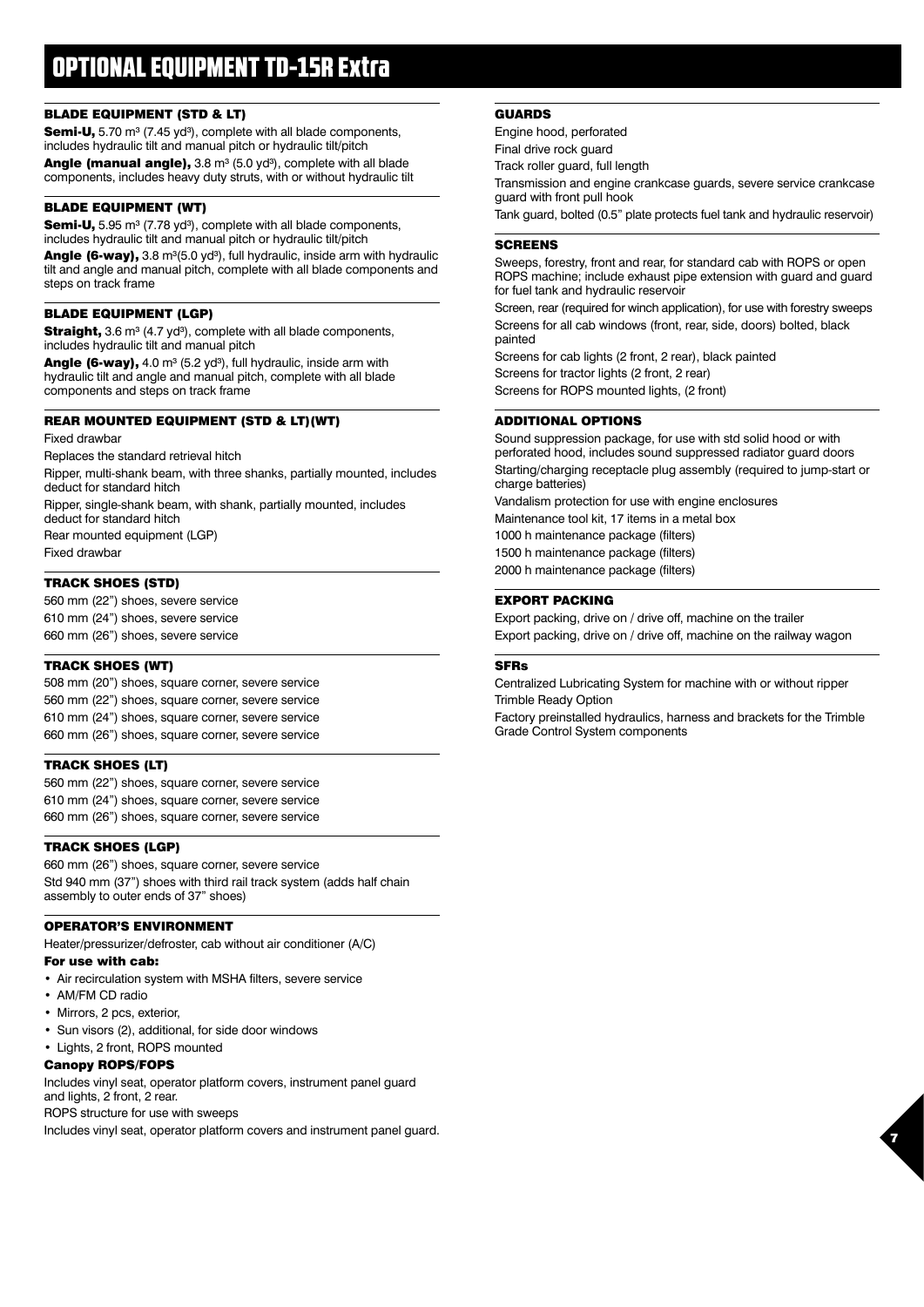# OPTIONAL EQUIPMENT TD-15R Extra

### BLADE EQUIPMENT (STD & LT)

**Semi-U,** 5.70 m³ (7.45 yd³), complete with all blade components, includes hydraulic tilt and manual pitch or hydraulic tilt/pitch

**Angle (manual angle),** 3.8 m³ (5.0 yd³), complete with all blade components, includes heavy duty struts, with or without hydraulic tilt

### BLADE EQUIPMENT (WT)

**Semi-U,** 5.95 m³ (7.78 yd³), complete with all blade components, includes hydraulic tilt and manual pitch or hydraulic tilt/pitch

**Angle (6-way),** 3.8 m³(5.0 yd³), full hydraulic, inside arm with hydraulic tilt and angle and manual pitch, complete with all blade components and steps on track frame

### BLADE EQUIPMENT (LGP)

**Straight,** 3.6 m³ (4.7 yd³), complete with all blade components, includes hydraulic tilt and manual pitch

**Angle (6-way),** 4.0 m³ (5.2 yd³), full hydraulic, inside arm with hydraulic tilt and angle and manual pitch, complete with all blade components and steps on track frame

### REAR MOUNTED EQUIPMENT (STD & LT)(WT)

Fixed drawbar

Replaces the standard retrieval hitch

Ripper, multi-shank beam, with three shanks, partially mounted, includes deduct for standard hitch

Ripper, single-shank beam, with shank, partially mounted, includes deduct for standard hitch

Rear mounted equipment (LGP)

Fixed drawbar

### TRACK SHOES (STD)

560 mm (22") shoes, severe service

610 mm (24") shoes, severe service

660 mm (26") shoes, severe service

### TRACK SHOES (WT)

508 mm (20") shoes, square corner, severe service

560 mm (22") shoes, square corner, severe service

610 mm (24") shoes, square corner, severe service

660 mm (26") shoes, square corner, severe service

### TRACK SHOES (LT)

560 mm (22") shoes, square corner, severe service

610 mm (24") shoes, square corner, severe service

660 mm (26") shoes, square corner, severe service

### TRACK SHOES (LGP)

660 mm (26") shoes, square corner, severe service

Std 940 mm (37") shoes with third rail track system (adds half chain assembly to outer ends of 37" shoes)

### OPERATOR'S ENVIRONMENT

Heater/pressurizer/defroster, cab without air conditioner (A/C)

**For use with cab:**

- Air recirculation system with MSHA filters, severe service
- AM/FM CD radio
- Mirrors, 2 pcs, exterior,
- Sun visors (2), additional, for side door windows
- Lights, 2 front, ROPS mounted

**Canopy ROPS/FOPS**

Includes vinyl seat, operator platform covers, instrument panel guard and lights, 2 front, 2 rear.

ROPS structure for use with sweeps

Includes vinyl seat, operator platform covers and instrument panel guard.

### GUARDS

Engine hood, perforated

Final drive rock guard

Track roller guard, full length

Transmission and engine crankcase guards, severe service crankcase guard with front pull hook

Tank guard, bolted (0.5" plate protects fuel tank and hydraulic reservoir)

### SCREENS

Sweeps, forestry, front and rear, for standard cab with ROPS or open ROPS machine; include exhaust pipe extension with guard and guard for fuel tank and hydraulic reservoir

Screen, rear (required for winch application), for use with forestry sweeps

Screens for all cab windows (front, rear, side, doors) bolted, black painted

Screens for cab lights (2 front, 2 rear), black painted

Screens for tractor lights (2 front, 2 rear)

Screens for ROPS mounted lights, (2 front)

### ADDITIONAL OPTIONS

Sound suppression package, for use with std solid hood or with perforated hood, includes sound suppressed radiator guard doors

Starting/charging receptacle plug assembly (required to jump-start or charge batteries)

Vandalism protection for use with engine enclosures

Maintenance tool kit, 17 items in a metal box

1000 h maintenance package (filters)

1500 h maintenance package (filters)

2000 h maintenance package (filters)

### EXPORT PACKING

Export packing, drive on / drive off, machine on the trailer

Export packing, drive on / drive off, machine on the railway wagon

### SFRs

Centralized Lubricating System for machine with or without ripper

Trimble Ready Option

Factory preinstalled hydraulics, harness and brackets for the Trimble Grade Control System components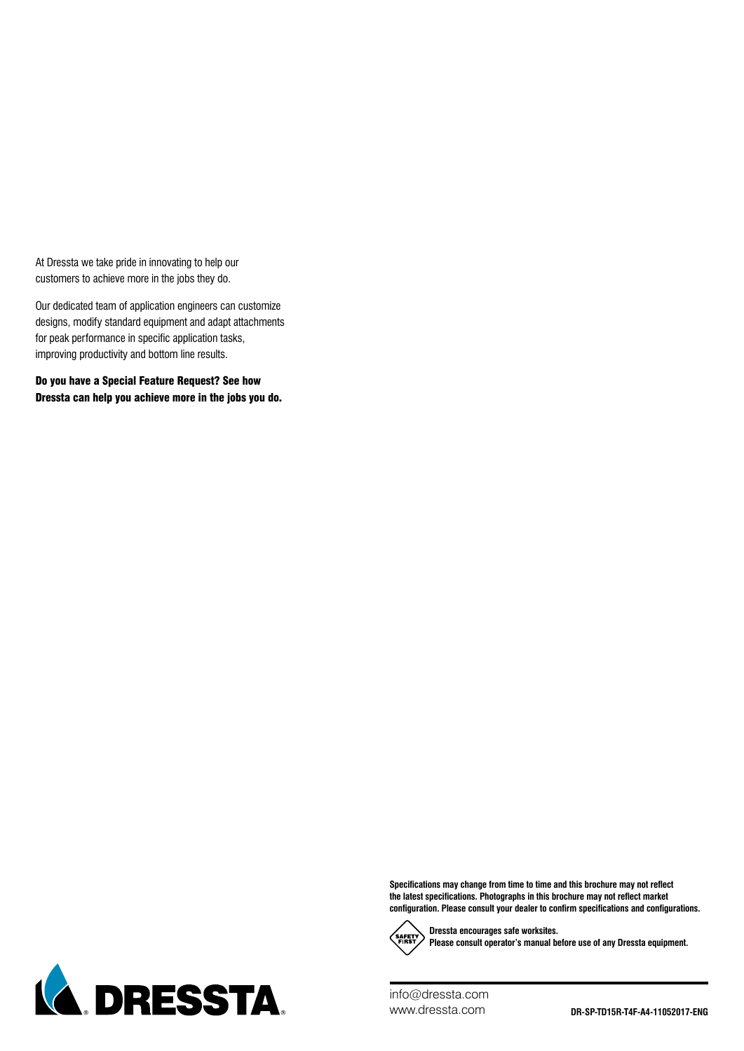At Dressta we take pride in innovating to help our customers to achieve more in the jobs they do.

Our dedicated team of application engineers can customize designs, modify standard equipment and adapt attachments for peak performance in specific application tasks, improving productivity and bottom line results.

**Do you have a Special Feature Request? See how Dressta can help you achieve more in the jobs you do.**

**Specifications may change from time to time and this brochure may not reflect the latest specifications. Photographs in this brochure may not reflect market configuration. Please consult your dealer to confirm specifications and configurations.**

SAFETY FIRST

**Dressta encourages safe worksites.**
**Please consult operator's manual before use of any Dressta equipment.**

DRESSTA

info@dressta.com
www.dressta.com

**DR-SP-TD15R-T4F-A4-11052017-ENG**